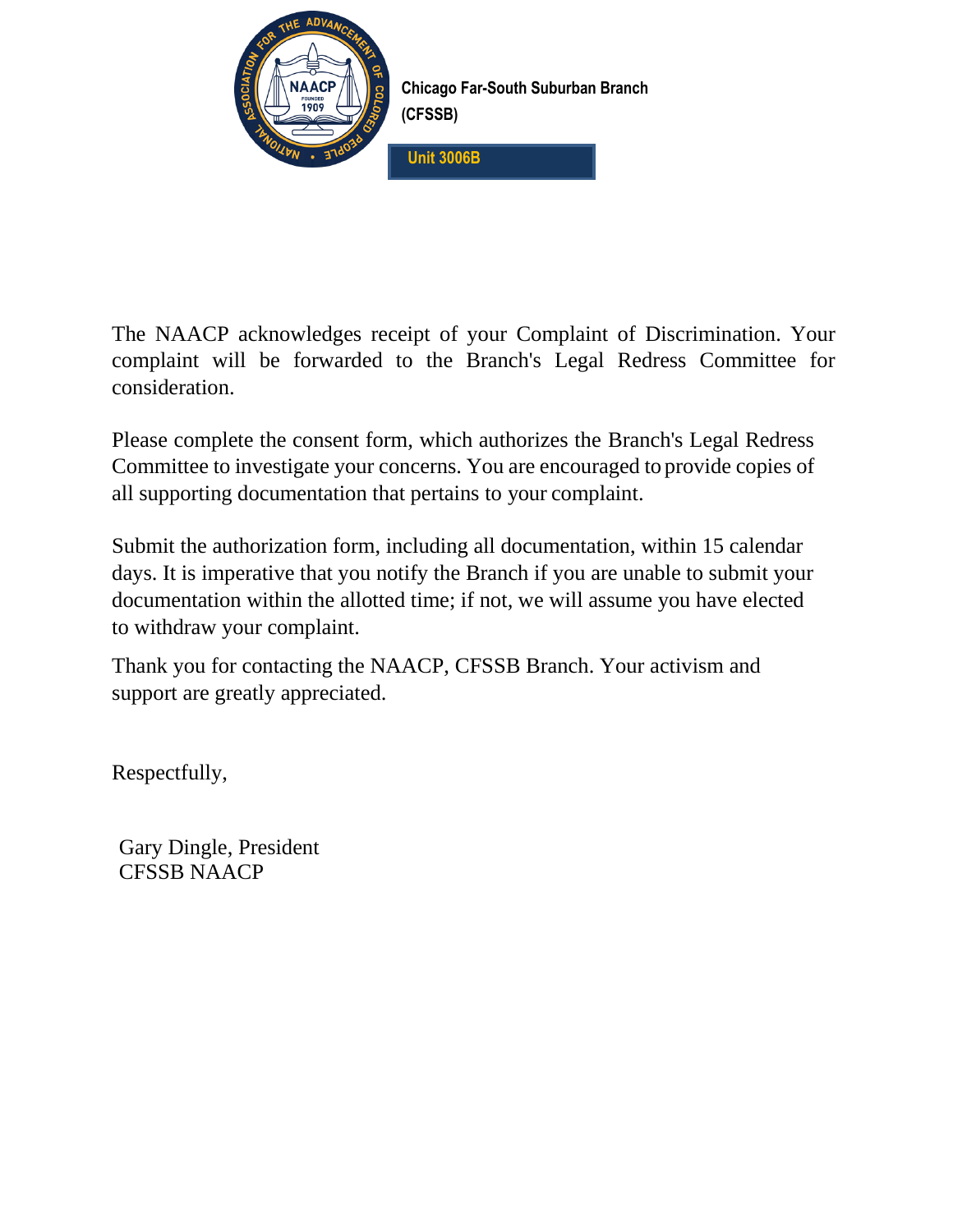**Chicago Far-South Suburban Branch (CFSSB)**

**Unit 3006B**

The NAACP acknowledges receipt of your Complaint of Discrimination. Your complaint will be forwarded to the Branch's Legal Redress Committee for consideration.

Please complete the consent form, which authorizes the Branch's Legal Redress Committee to investigate your concerns. You are encouraged to provide copies of all supporting documentation that pertains to your complaint.

Submit the authorization form, including all documentation, within 15 calendar days. It is imperative that you notify the Branch if you are unable to submit your documentation within the allotted time; if not, we will assume you have elected to withdraw your complaint.

Thank you for contacting the NAACP, CFSSB Branch. Your activism and support are greatly appreciated.

Respectfully,

Gary Dingle, President
CFSSB NAACP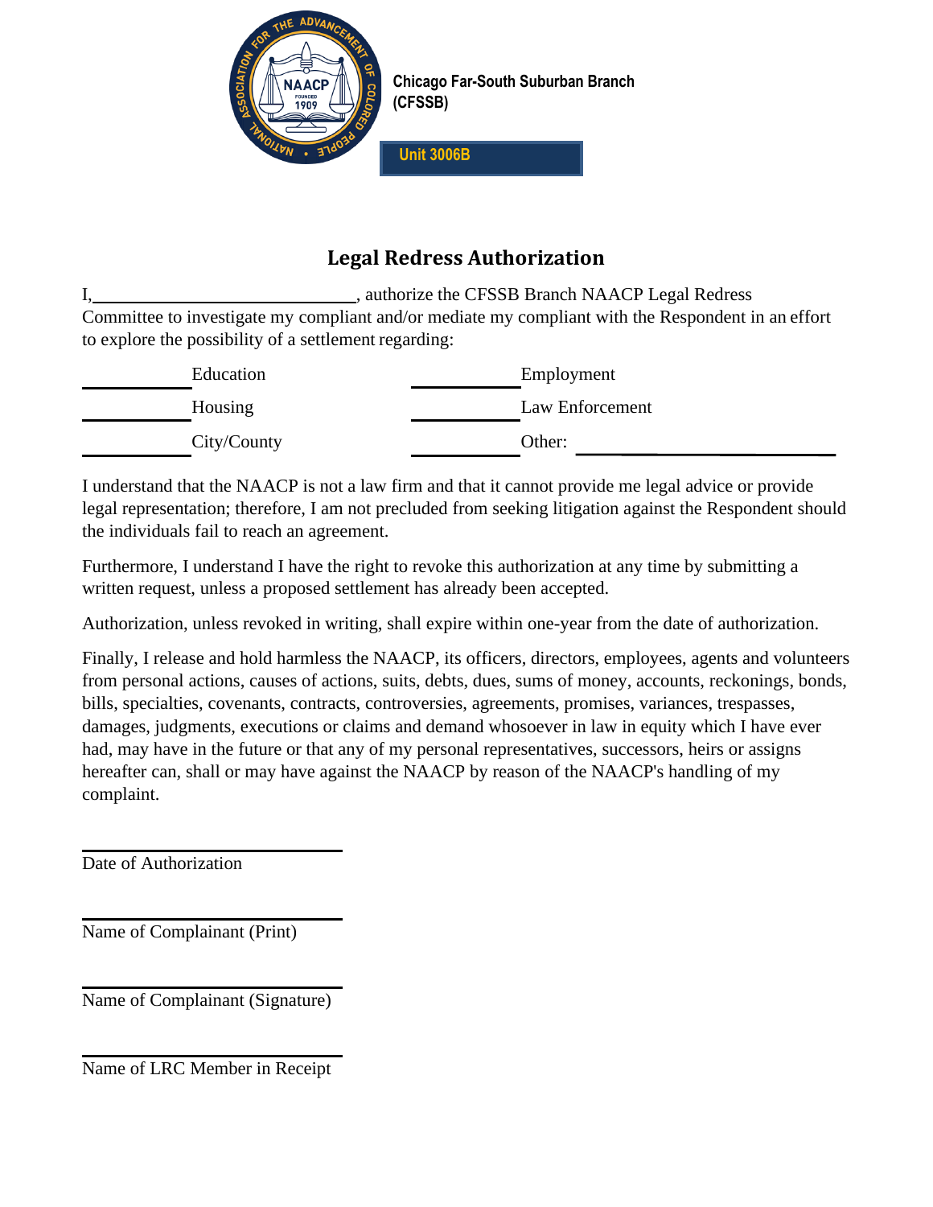Chicago Far-South Suburban Branch (CFSSB)

Unit 3006B

## Legal Redress Authorization

I,______________________________, authorize the CFSSB Branch NAACP Legal Redress Committee to investigate my compliant and/or mediate my compliant with the Respondent in an effort to explore the possibility of a settlement regarding:

| | | | |
|---|---|---|---|
| ___________ | Education | ___________ | Employment |
| ___________ | Housing | ___________ | Law Enforcement |
| ___________ | City/County | ___________ | Other: ______________________ |

I understand that the NAACP is not a law firm and that it cannot provide me legal advice or provide legal representation; therefore, I am not precluded from seeking litigation against the Respondent should the individuals fail to reach an agreement.

Furthermore, I understand I have the right to revoke this authorization at any time by submitting a written request, unless a proposed settlement has already been accepted.

Authorization, unless revoked in writing, shall expire within one-year from the date of authorization.

Finally, I release and hold harmless the NAACP, its officers, directors, employees, agents and volunteers from personal actions, causes of actions, suits, debts, dues, sums of money, accounts, reckonings, bonds, bills, specialties, covenants, contracts, controversies, agreements, promises, variances, trespasses, damages, judgments, executions or claims and demand whosoever in law in equity which I have ever had, may have in the future or that any of my personal representatives, successors, heirs or assigns hereafter can, shall or may have against the NAACP by reason of the NAACP's handling of my complaint.

______________________________
Date of Authorization

______________________________
Name of Complainant (Print)

______________________________
Name of Complainant (Signature)

______________________________
Name of LRC Member in Receipt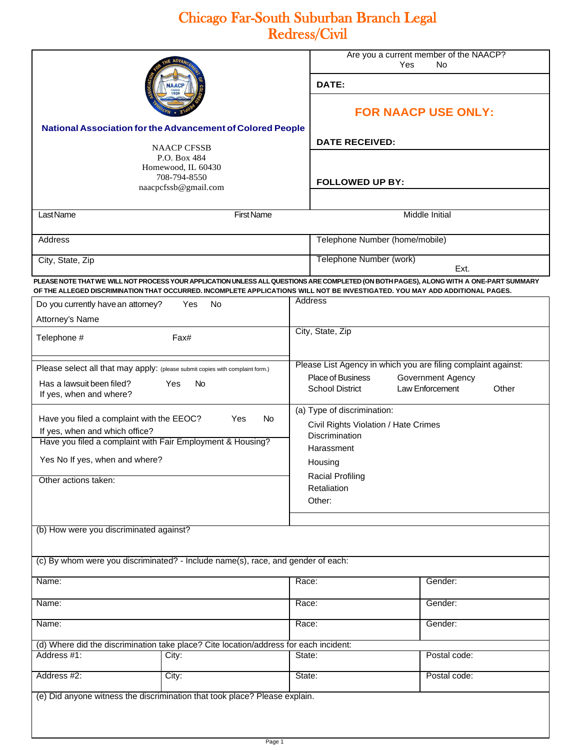# Chicago Far-South Suburban Branch Legal Redress/Civil

| | |
|---|---|
| **National Association for the Advancement of Colored People**<br><br>NAACP CFSSB<br>P.O. Box 484<br>Homewood, IL 60430<br>708-794-8550<br>naacpcfssb@gmail.com | Are you a current member of the NAACP? Yes No<br><br>**DATE:**<br><br>**FOR NAACP USE ONLY:**<br><br>**DATE RECEIVED:**<br><br>**FOLLOWED UP BY:** |

| Last Name | First Name | Middle Initial |
|---|---|---|
| Address | | Telephone Number (home/mobile) |
| City, State, Zip | | Telephone Number (work) Ext. |

**PLEASE NOTE THAT WE WILL NOT PROCESS YOUR APPLICATION UNLESS ALL QUESTIONS ARE COMPLETED (ON BOTH PAGES), ALONG WITH A ONE-PART SUMMARY OF THE ALLEGED DISCRIMINATION THAT OCCURRED. INCOMPLETE APPLICATIONS WILL NOT BE INVESTIGATED. YOU MAY ADD ADDITIONAL PAGES.**

| | |
|---|---|
| Do you currently have an attorney? Yes No<br>Attorney's Name | Address |
| Telephone # Fax# | City, State, Zip |
| Please select all that may apply: (please submit copies with complaint form.)<br>Has a lawsuit been filed? Yes No<br>If yes, when and where? | Please List Agency in which you are filing complaint against:<br>Place of Business Government Agency<br>School District Law Enforcement Other |
| Have you filed a complaint with the EEOC? Yes No<br>If yes, when and which office?<br>Have you filed a complaint with Fair Employment & Housing?<br>Yes No If yes, when and where?<br>Other actions taken: | (a) Type of discrimination:<br>Civil Rights Violation / Hate Crimes<br>Discrimination<br>Harassment<br>Housing<br>Racial Profiling<br>Retaliation<br>Other: |

(b) How were you discriminated against?

(c) By whom were you discriminated? - Include name(s), race, and gender of each:

| Name: | Race: | Gender: |
|---|---|---|
| Name: | Race: | Gender: |
| Name: | Race: | Gender: |

(d) Where did the discrimination take place? Cite location/address for each incident:

| Address #1: | City: | State: | Postal code: |
|---|---|---|---|
| Address #2: | City: | State: | Postal code: |

(e) Did anyone witness the discrimination that took place? Please explain.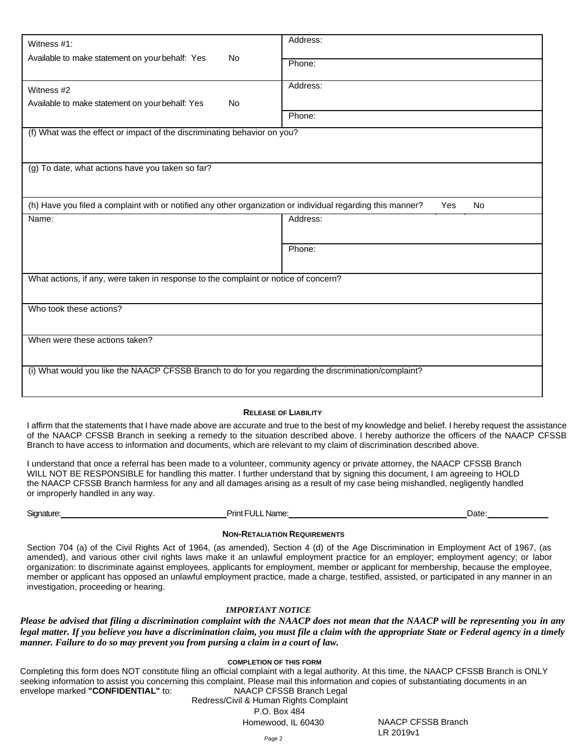| | |
|---|---|
| Witness #1:<br>Available to make statement on your behalf: Yes No | Address:<br><br>Phone: |
| Witness #2<br>Available to make statement on your behalf: Yes No | Address:<br><br>Phone: |

(f) What was the effect or impact of the discriminating behavior on you?

(g) To date, what actions have you taken so far?

(h) Have you filed a complaint with or notified any other organization or individual regarding this manner? Yes No

| | |
|---|---|
| Name: | Address:<br><br>Phone: |

What actions, if any, were taken in response to the complaint or notice of concern?

Who took these actions?

When were these actions taken?

(i) What would you like the NAACP CFSSB Branch to do for you regarding the discrimination/complaint?

#### Release of Liability

I affirm that the statements that I have made above are accurate and true to the best of my knowledge and belief. I hereby request the assistance of the NAACP CFSSB Branch in seeking a remedy to the situation described above. I hereby authorize the officers of the NAACP CFSSB Branch to have access to information and documents, which are relevant to my claim of discrimination described above.

I understand that once a referral has been made to a volunteer, community agency or private attorney, the NAACP CFSSB Branch WILL NOT BE RESPONSIBLE for handling this matter. I further understand that by signing this document, I am agreeing to HOLD the NAACP CFSSB Branch harmless for any and all damages arising as a result of my case being mishandled, negligently handled or improperly handled in any way.

Signature:\_\_\_\_\_\_\_\_\_\_\_\_\_\_\_\_\_\_\_\_ Print FULL Name:\_\_\_\_\_\_\_\_\_\_\_\_\_\_\_\_\_\_\_\_ Date:\_\_\_\_\_\_\_\_

#### Non-Retaliation Requirements

Section 704 (a) of the Civil Rights Act of 1964, (as amended), Section 4 (d) of the Age Discrimination in Employment Act of 1967, (as amended), and various other civil rights laws make it an unlawful employment practice for an employer; employment agency; or labor organization: to discriminate against employees, applicants for employment, member or applicant for membership, because the employee, member or applicant has opposed an unlawful employment practice, made a charge, testified, assisted, or participated in any manner in an investigation, proceeding or hearing.

#### *IMPORTANT NOTICE*

***Please be advised that filing a discrimination complaint with the NAACP does not mean that the NAACP will be representing you in any legal matter. If you believe you have a discrimination claim, you must file a claim with the appropriate State or Federal agency in a timely manner. Failure to do so may prevent you from pursing a claim in a court of law.***

#### COMPLETION OF THIS FORM

Completing this form does NOT constitute filing an official complaint with a legal authority. At this time, the NAACP CFSSB Branch is ONLY seeking information to assist you concerning this complaint. Please mail this information and copies of substantiating documents in an envelope marked **"CONFIDENTIAL"** to:

NAACP CFSSB Branch Legal
Redress/Civil & Human Rights Complaint
P.O. Box 484
Homewood, IL 60430

NAACP CFSSB Branch
LR 2019v1